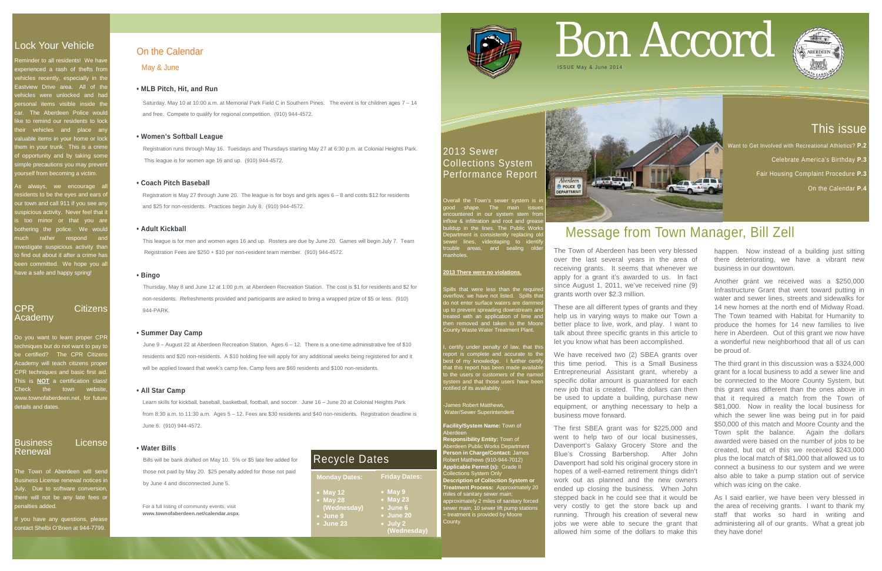# Bon Accord

ISSUE May & June 2014

## This issue

Want to Get Involved with Recreational Athletics? **P.2**

Celebrate America's Birthday **P.3**

Fair Housing Complaint Procedure **P.3**

On the Calendar **P.4**

## Lock Your Vehicle

Reminder to all residents! We have experienced a rash of thefts from vehicles recently, especially in the Eastview Drive area. All of the vehicles were unlocked and had personal items visible inside the car. The Aberdeen Police would like to remind our residents to lock their vehicles and place any valuable items in your home or lock them in your trunk. This is a crime of opportunity and by taking some simple precautions you may prevent yourself from becoming a victim.

As always, we encourage all residents to be the eyes and ears of our town and call 911 if you see any suspicious activity. Never feel that it is too minor or that you are bothering the police. We would much rather respond and investigate suspicious activity than to find out about it after a crime has been committed. We hope you all have a safe and happy spring!

## CPR Citizens Academy

Do you want to learn proper CPR techniques but do not want to pay to be certified? The CPR Citizens Academy will teach citizens proper CPR techniques and basic first aid. This is **NOT** a certification class! Check the town website, www.townofaberdeen.net, for future details and dates.

## Business License Renewal

The Town of Aberdeen will send Business License renewal notices in July. Due to software conversion, there will not be any late fees or penalties added.

If you have any questions, please contact Shelbi O'Brien at 944-7799.

## On the Calendar

May & June

### • MLB Pitch, Hit, and Run

Saturday, May 10 at 10:00 a.m. at Memorial Park Field C in Southern Pines. The event is for children ages 7 – 14 and free. Compete to qualify for regional competition. (910) 944-4572.

### • Women's Softball League

Registration runs through May 16. Tuesdays and Thursdays starting May 27 at 6:30 p.m. at Colonial Heights Park. This league is for women age 16 and up. (910) 944-4572.

### • Coach Pitch Baseball

Registration is May 27 through June 20. The league is for boys and girls ages 6 – 8 and costs $12 for residents and $25 for non-residents. Practices begin July 8. (910) 944-4572.

### • Adult Kickball

This league is for men and women ages 16 and up. Rosters are due by June 20. Games will begin July 7. Team Registration Fees are $250 + $10 per non-resident team member. (910) 944-4572.

### • Bingo

Thursday, May 8 and June 12 at 1:00 p.m. at Aberdeen Recreation Station. The cost is $1 for residents and $2 for non-residents. Refreshments provided and participants are asked to bring a wrapped prize of $5 or less. (910) 944-PARK.

### • Summer Day Camp

June 9 – August 22 at Aberdeen Recreation Station. Ages 6 – 12. There is a one-time administrative fee of $10 residents and $20 non-residents. A $10 holding fee will apply for any additional weeks being registered for and it will be applied toward that week's camp fee. Camp fees are $60 residents and $100 non-residents.

### • All Star Camp

Learn skills for kickball, basketball, basketball, football, and soccer. June 16 – June 20 at Colonial Heights Park from 8:30 a.m. to 11:30 a.m. Ages 5 – 12. Fees are $30 residents and $40 non-residents. Registration deadline is June 6. (910) 944-4572.

### • Water Bills

Bills will be bank drafted on May 10. 5% or $5 late fee added for those not paid by May 20. $25 penalty added for those not paid by June 4 and disconnected June 5.

For a full listing of community events, visit **www.townofaberdeen.net/calendar.aspx**.

## Recycle Dates

| Monday Dates: | Friday Dates: |
|---|---|
| • May 12 | • May 9 |
| • May 28 (Wednesday) | • May 23 |
| • June 9 | • June 6 |
| • June 23 | • June 20 |
| | • July 2 (Wednesday) |

## 2013 Sewer Collections System Performance Report

Overall the Town's sewer system is in good shape. The main issues encountered in our system stem from inflow & infiltration and root and grease buildup in the lines. The Public Works Department is consistently replacing old sewer lines, videotaping to identify trouble areas, and sealing older manholes.

**2013 There were no violations.**

Spills that were less than the required overflow, we have not listed. Spills that do not enter surface waters are dammed up to prevent spreading downstream and treated with an application of lime and then removed and taken to the Moore County Waste Water Treatment Plant.

I, certify under penalty of law, that this report is complete and accurate to the best of my knowledge. I further certify that this report has been made available to the users or customers of the named system and that those users have been notified of its availability.

-James Robert Matthews,
Water/Sewer Superintendent

**Facility/System Name:** Town of Aberdeen
**Responsibility Entity:** Town of Aberdeen Public Works Department
**Person in Charge/Contact:** James Robert Matthews (910-944-7012)
**Applicable Permit (s):** Grade II Collections System Only
**Description of Collection System or Treatment Process:** Approximately 20 miles of sanitary sewer main; approximately 2 miles of sanitary forced sewer main; 10 sewer lift pump stations – treatment is provided by Moore County.

## Message from Town Manager, Bill Zell

The Town of Aberdeen has been very blessed over the last several years in the area of receiving grants. It seems that whenever we apply for a grant it's awarded to us. In fact since August 1, 2011, we've received nine (9) grants worth over $2.3 million.

These are all different types of grants and they help us in varying ways to make our Town a better place to live, work, and play. I want to talk about three specific grants in this article to let you know what has been accomplished.

We have received two (2) SBEA grants over this time period. This is a Small Business Entrepreneurial Assistant grant, whereby a specific dollar amount is guaranteed for each new job that is created. The dollars can then be used to update a building, purchase new equipment, or anything necessary to help a business move forward.

The first SBEA grant was for $225,000 and went to help two of our local businesses, Davenport's Galaxy Grocery Store and the Blue's Crossing Barbershop. After John Davenport had sold his original grocery store in hopes of a well-earned retirement things didn't work out as planned and the new owners ended up closing the business. When John stepped back in he could see that it would be very costly to get the store back up and running. Through his creation of several new jobs we were able to secure the grant that allowed him some of the dollars to make this happen. Now instead of a building just sitting there deteriorating, we have a vibrant new business in our downtown.

Another grant we received was a $250,000 Infrastructure Grant that went toward putting in water and sewer lines, streets and sidewalks for 14 new homes at the north end of Midway Road. The Town teamed with Habitat for Humanity to produce the homes for 14 new families to live here in Aberdeen. Out of this grant we now have a wonderful new neighborhood that all of us can be proud of.

The third grant in this discussion was a $324,000 grant for a local business to add a sewer line and be connected to the Moore County System, but this grant was different than the ones above in that it required a match from the Town of $81,000. Now in reality the local business for which the sewer line was being put in for paid $50,000 of this match and Moore County and the Town split the balance. Again the dollars awarded were based on the number of jobs to be created, but out of this we received $243,000 plus the local match of $81,000 that allowed us to connect a business to our system and we were also able to take a pump station out of service which was icing on the cake.

As I said earlier, we have been very blessed in the area of receiving grants. I want to thank my staff that works so hard in writing and administering all of our grants. What a great job they have done!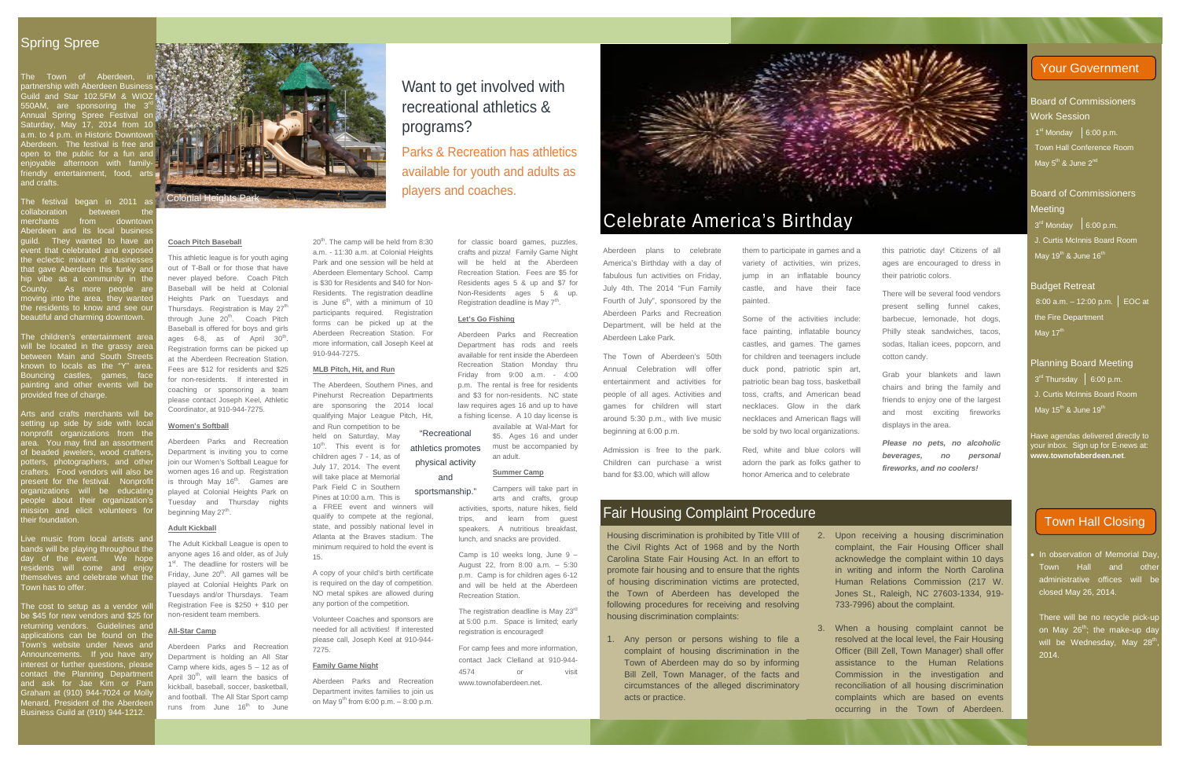## Spring Spree

The Town of Aberdeen, in partnership with Aberdeen Business Guild and Star 102.5FM & WIOZ 550AM, are sponsoring the 3rd Annual Spring Spree Festival on Saturday, May 17, 2014 from 10 a.m. to 4 p.m. in Historic Downtown Aberdeen. The festival is free and open to the public for a fun and enjoyable afternoon with family-friendly entertainment, food, arts and crafts.

The festival began in 2011 as collaboration between the merchants from downtown Aberdeen and its local business guild. They wanted to have an event that celebrated and exposed the eclectic mixture of businesses that gave Aberdeen this funky and hip vibe as a community in the County. As more people are moving into the area, they wanted the residents to know and see our beautiful and charming downtown.

The children's entertainment area will be located in the grassy area between Main and South Streets known to locals as the "Y" area. Bouncing castles, games, face painting and other events will be provided free of charge.

Arts and crafts merchants will be setting up side by side with local nonprofit organizations from the area. You may find an assortment of beaded jewelers, wood crafters, potters, photographers, and other crafters. Food vendors will also be present for the festival. Nonprofit organizations will be educating people about their organization's mission and elicit volunteers for their foundation.

Live music from local artists and bands will be playing throughout the day of the event. We hope residents will come and enjoy themselves and celebrate what the Town has to offer.

The cost to setup as a vendor will be $45 for new vendors and $25 for returning vendors. Guidelines and applications can be found on the Town's website under News and Announcements. If you have any interest or further questions, please contact the Planning Department and ask for Jae Kim or Pam Graham at (910) 944-7024 or Molly Menard, President of the Aberdeen Business Guild at (910) 944-1212.

Colonial Heights Park

## Want to get involved with recreational athletics & programs?

Parks & Recreation has athletics available for youth and adults as players and coaches.

### Coach Pitch Baseball

This athletic league is for youth aging out of T-Ball or for those that have never played before. Coach Pitch Baseball will be held at Colonial Heights Park on Tuesdays and Thursdays. Registration is May 27th through June 20th. Coach Pitch Baseball is offered for boys and girls ages 6-8, as of April 30th. Registration forms can be picked up at the Aberdeen Recreation Station. Fees are $12 for residents and $25 for non-residents. If interested in coaching or sponsoring a team please contact Joseph Keel, Athletic Coordinator, at 910-944-7275.

### Women's Softball

Aberdeen Parks and Recreation Department is inviting you to come join our Women's Softball League for women ages 16 and up. Registration is through May 16th. Games are played at Colonial Heights Park on Tuesday and Thursday nights beginning May 27th.

### Adult Kickball

The Adult Kickball League is open to anyone ages 16 and older, as of July 1st. The deadline for rosters will be Friday, June 20th. All games will be played at Colonial Heights Park on Tuesdays and/or Thursdays. Team Registration Fee is $250 + $10 per non-resident team members.

### All-Star Camp

Aberdeen Parks and Recreation Department is holding an All Star Camp where kids, ages 5 – 12 as of April 30th, will learn the basics of kickball, baseball, soccer, basketball, and football. The All Star Sport camp runs from June 16th to June 20th. The camp will be held from 8:30 a.m. - 11:30 a.m. at Colonial Heights Park and one session will be held at Aberdeen Elementary School. Camp is $30 for Residents and $40 for Non-Residents. The registration deadline is June 6th, with a minimum of 10 participants required. Registration forms can be picked up at the Aberdeen Recreation Station. For more information, call Joseph Keel at 910-944-7275.

### MLB Pitch, Hit, and Run

The Aberdeen, Southern Pines, and Pinehurst Recreation Departments are sponsoring the 2014 local qualifying Major League Pitch, Hit, and Run competition to be held on Saturday, May 10th. This event is for children ages 7 - 14, as of July 17, 2014. The event will take place at Memorial Park Field C in Southern Pines at 10:00 a.m. This is a FREE event and winners will qualify to compete at the regional, state, and possibly national level in Atlanta at the Braves stadium. The minimum required to hold the event is 15.

A copy of your child's birth certificate is required on the day of competition. NO metal spikes are allowed during any portion of the competition.

Volunteer Coaches and sponsors are needed for all activities! If interested please call, Joseph Keel at 910-944-7275.

### Family Game Night

Aberdeen Parks and Recreation Department invites families to join us on May 9th from 6:00 p.m. – 8:00 p.m. for classic board games, puzzles, crafts and pizza! Family Game Night will be held at the Aberdeen Recreation Station. Fees are $5 for Residents ages 5 & up and $7 for Non-Residents ages 5 & up. Registration deadline is May 7th.

### Let's Go Fishing

Aberdeen Parks and Recreation Department has rods and reels available for rent inside the Aberdeen Recreation Station Monday thru Friday from 9:00 a.m. - 4:00 p.m. The rental is free for residents and $3 for non-residents. NC state law requires ages 16 and up to have a fishing license. A 10 day license is available at Wal-Mart for $5. Ages 16 and under must be accompanied by an adult.

"Recreational athletics promotes physical activity and sportsmanship."

### Summer Camp

Campers will take part in arts and crafts, group activities, sports, nature hikes, field trips, and learn from guest speakers. A nutritious breakfast, lunch, and snacks are provided.

Camp is 10 weeks long, June 9 – August 22, from 8:00 a.m. – 5:30 p.m. Camp is for children ages 6-12 and will be held at the Aberdeen Recreation Station.

The registration deadline is May 23rd at 5:00 p.m. Space is limited; early registration is encouraged!

For camp fees and more information, contact Jack Clelland at 910-944-4574 or visit www.townofaberdeen.net.

## Celebrate America's Birthday

Aberdeen plans to celebrate America's Birthday with a day of fabulous fun activities on Friday, July 4th. The 2014 "Fun Family Fourth of July", sponsored by the Aberdeen Parks and Recreation Department, will be held at the Aberdeen Lake Park.

The Town of Aberdeen's 50th Annual Celebration will offer entertainment and activities for people of all ages. Activities and games for children will start around 5:30 p.m., with live music beginning at 6:00 p.m.

Admission is free to the park. Children can purchase a wrist band for $3.00, which will allow them to participate in games and a variety of activities, win prizes, jump in an inflatable bouncy castle, and have their face painted.

Some of the activities include: face painting, inflatable bouncy castles, and games. The games for children and teenagers include duck pond, patriotic spin art, patriotic bean bag toss, basketball toss, crafts, and American bead necklaces. Glow in the dark necklaces and American flags will be sold by two local organizations.

Red, white and blue colors will adorn the park as folks gather to honor America and to celebrate this patriotic day! Citizens of all ages are encouraged to dress in their patriotic colors.

There will be several food vendors present selling funnel cakes, barbecue, lemonade, hot dogs, Philly steak sandwiches, tacos, sodas, Italian icees, popcorn, and cotton candy.

Grab your blankets and lawn chairs and bring the family and friends to enjoy one of the largest and most exciting fireworks displays in the area.

***Please no pets, no alcoholic beverages, no personal fireworks, and no coolers!***

## Fair Housing Complaint Procedure

Housing discrimination is prohibited by Title VIII of the Civil Rights Act of 1968 and by the North Carolina State Fair Housing Act. In an effort to promote fair housing and to ensure that the rights of housing discrimination victims are protected, the Town of Aberdeen has developed the following procedures for receiving and resolving housing discrimination complaints:

1. Any person or persons wishing to file a complaint of housing discrimination in the Town of Aberdeen may do so by informing Bill Zell, Town Manager, of the facts and circumstances of the alleged discriminatory acts or practice.
2. Upon receiving a housing discrimination complaint, the Fair Housing Officer shall acknowledge the complaint within 10 days in writing and inform the North Carolina Human Relations Commission (217 W. Jones St., Raleigh, NC 27603-1334, 919-733-7996) about the complaint.
3. When a housing complaint cannot be resolved at the local level, the Fair Housing Officer (Bill Zell, Town Manager) shall offer assistance to the Human Relations Commission in the investigation and reconciliation of all housing discrimination complaints which are based on events occurring in the Town of Aberdeen.

## Your Government

**Board of Commissioners Work Session**
1st Monday | 6:00 p.m.
Town Hall Conference Room
May 5th & June 2nd

**Board of Commissioners Meeting**
3rd Monday | 6:00 p.m.
J. Curtis McInnis Board Room
May 19th & June 16th

**Budget Retreat**
8:00 a.m. – 12:00 p.m. | EOC at the Fire Department
May 17th

**Planning Board Meeting**
3rd Thursday | 6:00 p.m.
J. Curtis McInnis Board Room
May 15th & June 19th

Have agendas delivered directly to your inbox. Sign up for E-news at: **www.townofaberdeen.net**.

## Town Hall Closing

- In observation of Memorial Day, Town Hall and other administrative offices will be closed May 26, 2014.

There will be no recycle pick-up on May 26th; the make-up day will be Wednesday, May 28th, 2014.